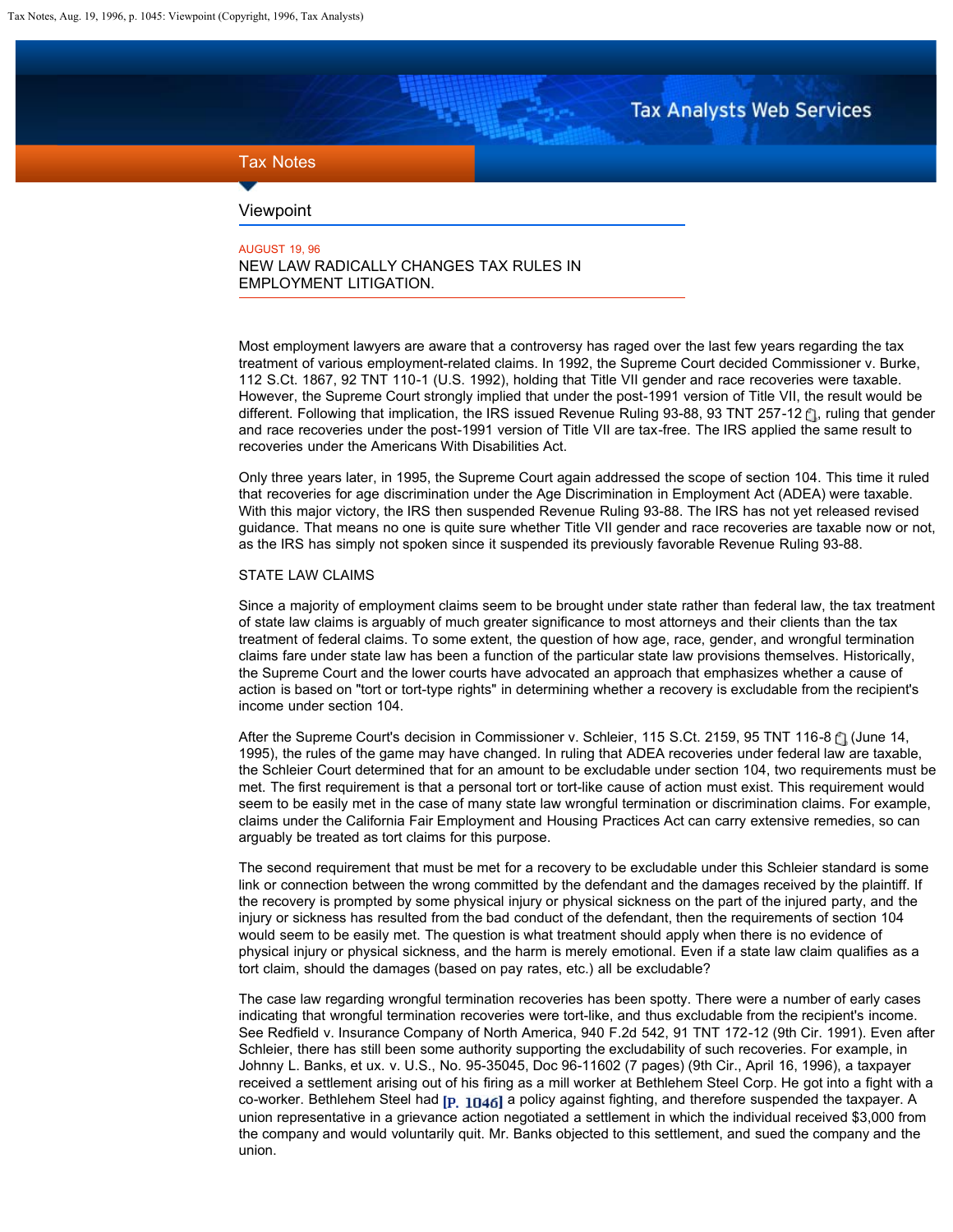Tax Notes

## Viewpoint

AUGUST 19, 96

# NEW LAW RADICALLY CHANGES TAX RULES IN EMPLOYMENT LITIGATION.

Most employment lawyers are aware that a controversy has raged over the last few years regarding the tax treatment of various employment-related claims. In 1992, the Supreme Court decided Commissioner v. Burke, 112 S.Ct. 1867, 92 TNT 110-1 (U.S. 1992), holding that Title VII gender and race recoveries were taxable. However, the Supreme Court strongly implied that under the post-1991 version of Title VII, the result would be different. Following that implication, the IRS issued Revenue Ruling 93-88, 93 TNT 257-12, ruling that gender and race recoveries under the post-1991 version of Title VII are tax-free. The IRS applied the same result to recoveries under the Americans With Disabilities Act.

Only three years later, in 1995, the Supreme Court again addressed the scope of section 104. This time it ruled that recoveries for age discrimination under the Age Discrimination in Employment Act (ADEA) were taxable. With this major victory, the IRS then suspended Revenue Ruling 93-88. The IRS has not yet released revised guidance. That means no one is quite sure whether Title VII gender and race recoveries are taxable now or not, as the IRS has simply not spoken since it suspended its previously favorable Revenue Ruling 93-88.

STATE LAW CLAIMS

Since a majority of employment claims seem to be brought under state rather than federal law, the tax treatment of state law claims is arguably of much greater significance to most attorneys and their clients than the tax treatment of federal claims. To some extent, the question of how age, race, gender, and wrongful termination claims fare under state law has been a function of the particular state law provisions themselves. Historically, the Supreme Court and the lower courts have advocated an approach that emphasizes whether a cause of action is based on "tort or tort-type rights" in determining whether a recovery is excludable from the recipient's income under section 104.

After the Supreme Court's decision in Commissioner v. Schleier, 115 S.Ct. 2159, 95 TNT 116-8 (June 14, 1995), the rules of the game may have changed. In ruling that ADEA recoveries under federal law are taxable, the Schleier Court determined that for an amount to be excludable under section 104, two requirements must be met. The first requirement is that a personal tort or tort-like cause of action must exist. This requirement would seem to be easily met in the case of many state law wrongful termination or discrimination claims. For example, claims under the California Fair Employment and Housing Practices Act can carry extensive remedies, so can arguably be treated as tort claims for this purpose.

The second requirement that must be met for a recovery to be excludable under this Schleier standard is some link or connection between the wrong committed by the defendant and the damages received by the plaintiff. If the recovery is prompted by some physical injury or physical sickness on the part of the injured party, and the injury or sickness has resulted from the bad conduct of the defendant, then the requirements of section 104 would seem to be easily met. The question is what treatment should apply when there is no evidence of physical injury or physical sickness, and the harm is merely emotional. Even if a state law claim qualifies as a tort claim, should the damages (based on pay rates, etc.) all be excludable?

The case law regarding wrongful termination recoveries has been spotty. There were a number of early cases indicating that wrongful termination recoveries were tort-like, and thus excludable from the recipient's income. See Redfield v. Insurance Company of North America, 940 F.2d 542, 91 TNT 172-12 (9th Cir. 1991). Even after Schleier, there has still been some authority supporting the excludability of such recoveries. For example, in Johnny L. Banks, et ux. v. U.S., No. 95-35045, Doc 96-11602 (7 pages) (9th Cir., April 16, 1996), a taxpayer received a settlement arising out of his firing as a mill worker at Bethlehem Steel Corp. He got into a fight with a co-worker. Bethlehem Steel had [P. 1046] a policy against fighting, and therefore suspended the taxpayer. A union representative in a grievance action negotiated a settlement in which the individual received $3,000 from the company and would voluntarily quit. Mr. Banks objected to this settlement, and sued the company and the union.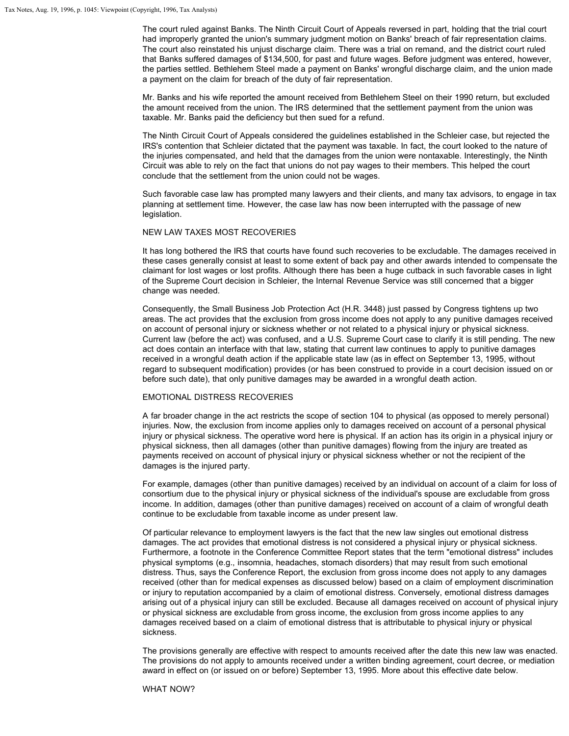The court ruled against Banks. The Ninth Circuit Court of Appeals reversed in part, holding that the trial court had improperly granted the union's summary judgment motion on Banks' breach of fair representation claims. The court also reinstated his unjust discharge claim. There was a trial on remand, and the district court ruled that Banks suffered damages of $134,500, for past and future wages. Before judgment was entered, however, the parties settled. Bethlehem Steel made a payment on Banks' wrongful discharge claim, and the union made a payment on the claim for breach of the duty of fair representation.

Mr. Banks and his wife reported the amount received from Bethlehem Steel on their 1990 return, but excluded the amount received from the union. The IRS determined that the settlement payment from the union was taxable. Mr. Banks paid the deficiency but then sued for a refund.

The Ninth Circuit Court of Appeals considered the guidelines established in the Schleier case, but rejected the IRS's contention that Schleier dictated that the payment was taxable. In fact, the court looked to the nature of the injuries compensated, and held that the damages from the union were nontaxable. Interestingly, the Ninth Circuit was able to rely on the fact that unions do not pay wages to their members. This helped the court conclude that the settlement from the union could not be wages.

Such favorable case law has prompted many lawyers and their clients, and many tax advisors, to engage in tax planning at settlement time. However, the case law has now been interrupted with the passage of new legislation.

## NEW LAW TAXES MOST RECOVERIES

It has long bothered the IRS that courts have found such recoveries to be excludable. The damages received in these cases generally consist at least to some extent of back pay and other awards intended to compensate the claimant for lost wages or lost profits. Although there has been a huge cutback in such favorable cases in light of the Supreme Court decision in Schleier, the Internal Revenue Service was still concerned that a bigger change was needed.

Consequently, the Small Business Job Protection Act (H.R. 3448) just passed by Congress tightens up two areas. The act provides that the exclusion from gross income does not apply to any punitive damages received on account of personal injury or sickness whether or not related to a physical injury or physical sickness. Current law (before the act) was confused, and a U.S. Supreme Court case to clarify it is still pending. The new act does contain an interface with that law, stating that current law continues to apply to punitive damages received in a wrongful death action if the applicable state law (as in effect on September 13, 1995, without regard to subsequent modification) provides (or has been construed to provide in a court decision issued on or before such date), that only punitive damages may be awarded in a wrongful death action.

## EMOTIONAL DISTRESS RECOVERIES

A far broader change in the act restricts the scope of section 104 to physical (as opposed to merely personal) injuries. Now, the exclusion from income applies only to damages received on account of a personal physical injury or physical sickness. The operative word here is physical. If an action has its origin in a physical injury or physical sickness, then all damages (other than punitive damages) flowing from the injury are treated as payments received on account of physical injury or physical sickness whether or not the recipient of the damages is the injured party.

For example, damages (other than punitive damages) received by an individual on account of a claim for loss of consortium due to the physical injury or physical sickness of the individual's spouse are excludable from gross income. In addition, damages (other than punitive damages) received on account of a claim of wrongful death continue to be excludable from taxable income as under present law.

Of particular relevance to employment lawyers is the fact that the new law singles out emotional distress damages. The act provides that emotional distress is not considered a physical injury or physical sickness. Furthermore, a footnote in the Conference Committee Report states that the term "emotional distress" includes physical symptoms (e.g., insomnia, headaches, stomach disorders) that may result from such emotional distress. Thus, says the Conference Report, the exclusion from gross income does not apply to any damages received (other than for medical expenses as discussed below) based on a claim of employment discrimination or injury to reputation accompanied by a claim of emotional distress. Conversely, emotional distress damages arising out of a physical injury can still be excluded. Because all damages received on account of physical injury or physical sickness are excludable from gross income, the exclusion from gross income applies to any damages received based on a claim of emotional distress that is attributable to physical injury or physical sickness.

The provisions generally are effective with respect to amounts received after the date this new law was enacted. The provisions do not apply to amounts received under a written binding agreement, court decree, or mediation award in effect on (or issued on or before) September 13, 1995. More about this effective date below.

## WHAT NOW?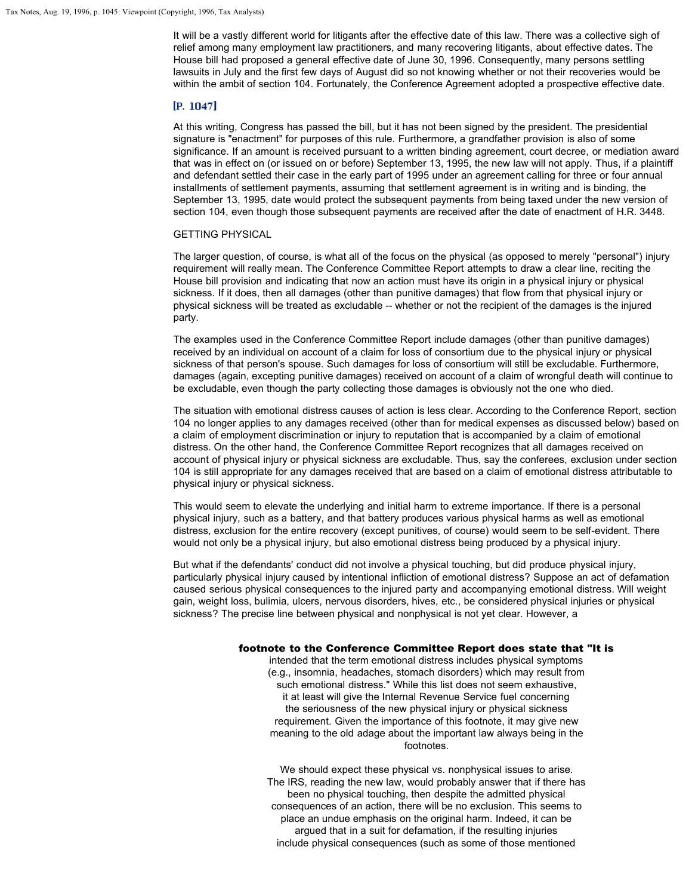It will be a vastly different world for litigants after the effective date of this law. There was a collective sigh of relief among many employment law practitioners, and many recovering litigants, about effective dates. The House bill had proposed a general effective date of June 30, 1996. Consequently, many persons settling lawsuits in July and the first few days of August did so not knowing whether or not their recoveries would be within the ambit of section 104. Fortunately, the Conference Agreement adopted a prospective effective date.

[P. 1047]

At this writing, Congress has passed the bill, but it has not been signed by the president. The presidential signature is "enactment" for purposes of this rule. Furthermore, a grandfather provision is also of some significance. If an amount is received pursuant to a written binding agreement, court decree, or mediation award that was in effect on (or issued on or before) September 13, 1995, the new law will not apply. Thus, if a plaintiff and defendant settled their case in the early part of 1995 under an agreement calling for three or four annual installments of settlement payments, assuming that settlement agreement is in writing and is binding, the September 13, 1995, date would protect the subsequent payments from being taxed under the new version of section 104, even though those subsequent payments are received after the date of enactment of H.R. 3448.

GETTING PHYSICAL

The larger question, of course, is what all of the focus on the physical (as opposed to merely "personal") injury requirement will really mean. The Conference Committee Report attempts to draw a clear line, reciting the House bill provision and indicating that now an action must have its origin in a physical injury or physical sickness. If it does, then all damages (other than punitive damages) that flow from that physical injury or physical sickness will be treated as excludable -- whether or not the recipient of the damages is the injured party.

The examples used in the Conference Committee Report include damages (other than punitive damages) received by an individual on account of a claim for loss of consortium due to the physical injury or physical sickness of that person's spouse. Such damages for loss of consortium will still be excludable. Furthermore, damages (again, excepting punitive damages) received on account of a claim of wrongful death will continue to be excludable, even though the party collecting those damages is obviously not the one who died.

The situation with emotional distress causes of action is less clear. According to the Conference Report, section 104 no longer applies to any damages received (other than for medical expenses as discussed below) based on a claim of employment discrimination or injury to reputation that is accompanied by a claim of emotional distress. On the other hand, the Conference Committee Report recognizes that all damages received on account of physical injury or physical sickness are excludable. Thus, say the conferees, exclusion under section 104 is still appropriate for any damages received that are based on a claim of emotional distress attributable to physical injury or physical sickness.

This would seem to elevate the underlying and initial harm to extreme importance. If there is a personal physical injury, such as a battery, and that battery produces various physical harms as well as emotional distress, exclusion for the entire recovery (except punitives, of course) would seem to be self-evident. There would not only be a physical injury, but also emotional distress being produced by a physical injury.

But what if the defendants' conduct did not involve a physical touching, but did produce physical injury, particularly physical injury caused by intentional infliction of emotional distress? Suppose an act of defamation caused serious physical consequences to the injured party and accompanying emotional distress. Will weight gain, weight loss, bulimia, ulcers, nervous disorders, hives, etc., be considered physical injuries or physical sickness? The precise line between physical and nonphysical is not yet clear. However, a footnote to the Conference Committee Report does state that "It is intended that the term emotional distress includes physical symptoms (e.g., insomnia, headaches, stomach disorders) which may result from such emotional distress." While this list does not seem exhaustive, it at least will give the Internal Revenue Service fuel concerning the seriousness of the new physical injury or physical sickness requirement. Given the importance of this footnote, it may give new meaning to the old adage about the important law always being in the footnotes.

We should expect these physical vs. nonphysical issues to arise. The IRS, reading the new law, would probably answer that if there has been no physical touching, then despite the admitted physical consequences of an action, there will be no exclusion. This seems to place an undue emphasis on the original harm. Indeed, it can be argued that in a suit for defamation, if the resulting injuries include physical consequences (such as some of those mentioned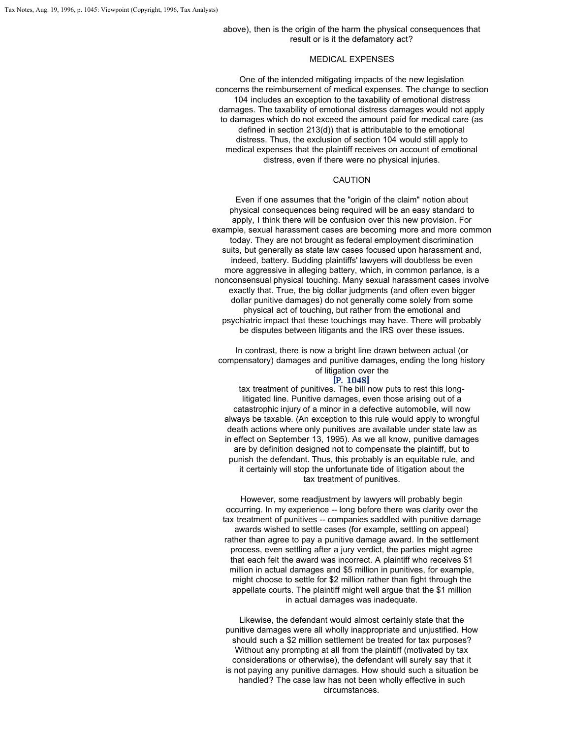above), then is the origin of the harm the physical consequences that result or is it the defamatory act?

## MEDICAL EXPENSES

One of the intended mitigating impacts of the new legislation concerns the reimbursement of medical expenses. The change to section 104 includes an exception to the taxability of emotional distress damages. The taxability of emotional distress damages would not apply to damages which do not exceed the amount paid for medical care (as defined in section 213(d)) that is attributable to the emotional distress. Thus, the exclusion of section 104 would still apply to medical expenses that the plaintiff receives on account of emotional distress, even if there were no physical injuries.

## CAUTION

Even if one assumes that the "origin of the claim" notion about physical consequences being required will be an easy standard to apply, I think there will be confusion over this new provision. For example, sexual harassment cases are becoming more and more common today. They are not brought as federal employment discrimination suits, but generally as state law cases focused upon harassment and, indeed, battery. Budding plaintiffs' lawyers will doubtless be even more aggressive in alleging battery, which, in common parlance, is a nonconsensual physical touching. Many sexual harassment cases involve exactly that. True, the big dollar judgments (and often even bigger dollar punitive damages) do not generally come solely from some physical act of touching, but rather from the emotional and psychiatric impact that these touchings may have. There will probably be disputes between litigants and the IRS over these issues.

In contrast, there is now a bright line drawn between actual (or compensatory) damages and punitive damages, ending the long history of litigation over the tax treatment of punitives. The bill now puts to rest this long-litigated line. Punitive damages, even those arising out of a catastrophic injury of a minor in a defective automobile, will now always be taxable. (An exception to this rule would apply to wrongful death actions where only punitives are available under state law as in effect on September 13, 1995). As we all know, punitive damages are by definition designed not to compensate the plaintiff, but to punish the defendant. Thus, this probably is an equitable rule, and it certainly will stop the unfortunate tide of litigation about the tax treatment of punitives.

However, some readjustment by lawyers will probably begin occurring. In my experience -- long before there was clarity over the tax treatment of punitives -- companies saddled with punitive damage awards wished to settle cases (for example, settling on appeal) rather than agree to pay a punitive damage award. In the settlement process, even settling after a jury verdict, the parties might agree that each felt the award was incorrect. A plaintiff who receives $1 million in actual damages and $5 million in punitives, for example, might choose to settle for $2 million rather than fight through the appellate courts. The plaintiff might well argue that the $1 million in actual damages was inadequate.

Likewise, the defendant would almost certainly state that the punitive damages were all wholly inappropriate and unjustified. How should such a $2 million settlement be treated for tax purposes? Without any prompting at all from the plaintiff (motivated by tax considerations or otherwise), the defendant will surely say that it is not paying any punitive damages. How should such a situation be handled? The case law has not been wholly effective in such circumstances.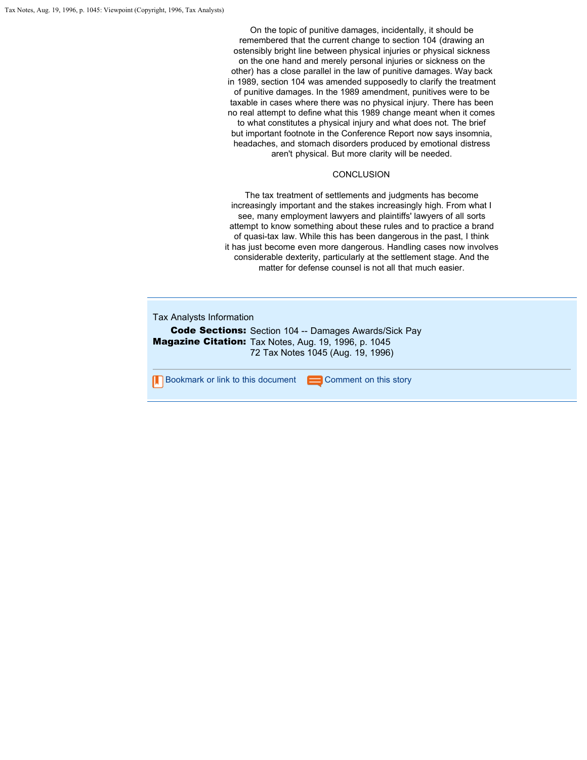On the topic of punitive damages, incidentally, it should be remembered that the current change to section 104 (drawing an ostensibly bright line between physical injuries or physical sickness on the one hand and merely personal injuries or sickness on the other) has a close parallel in the law of punitive damages. Way back in 1989, section 104 was amended supposedly to clarify the treatment of punitive damages. In the 1989 amendment, punitives were to be taxable in cases where there was no physical injury. There has been no real attempt to define what this 1989 change meant when it comes to what constitutes a physical injury and what does not. The brief but important footnote in the Conference Report now says insomnia, headaches, and stomach disorders produced by emotional distress aren't physical. But more clarity will be needed.

## CONCLUSION

The tax treatment of settlements and judgments has become increasingly important and the stakes increasingly high. From what I see, many employment lawyers and plaintiffs' lawyers of all sorts attempt to know something about these rules and to practice a brand of quasi-tax law. While this has been dangerous in the past, I think it has just become even more dangerous. Handling cases now involves considerable dexterity, particularly at the settlement stage. And the matter for defense counsel is not all that much easier.

---

Tax Analysts Information

**Code Sections:** Section 104 -- Damages Awards/Sick Pay
**Magazine Citation:** Tax Notes, Aug. 19, 1996, p. 1045
72 Tax Notes 1045 (Aug. 19, 1996)

Bookmark or link to this document    Comment on this story